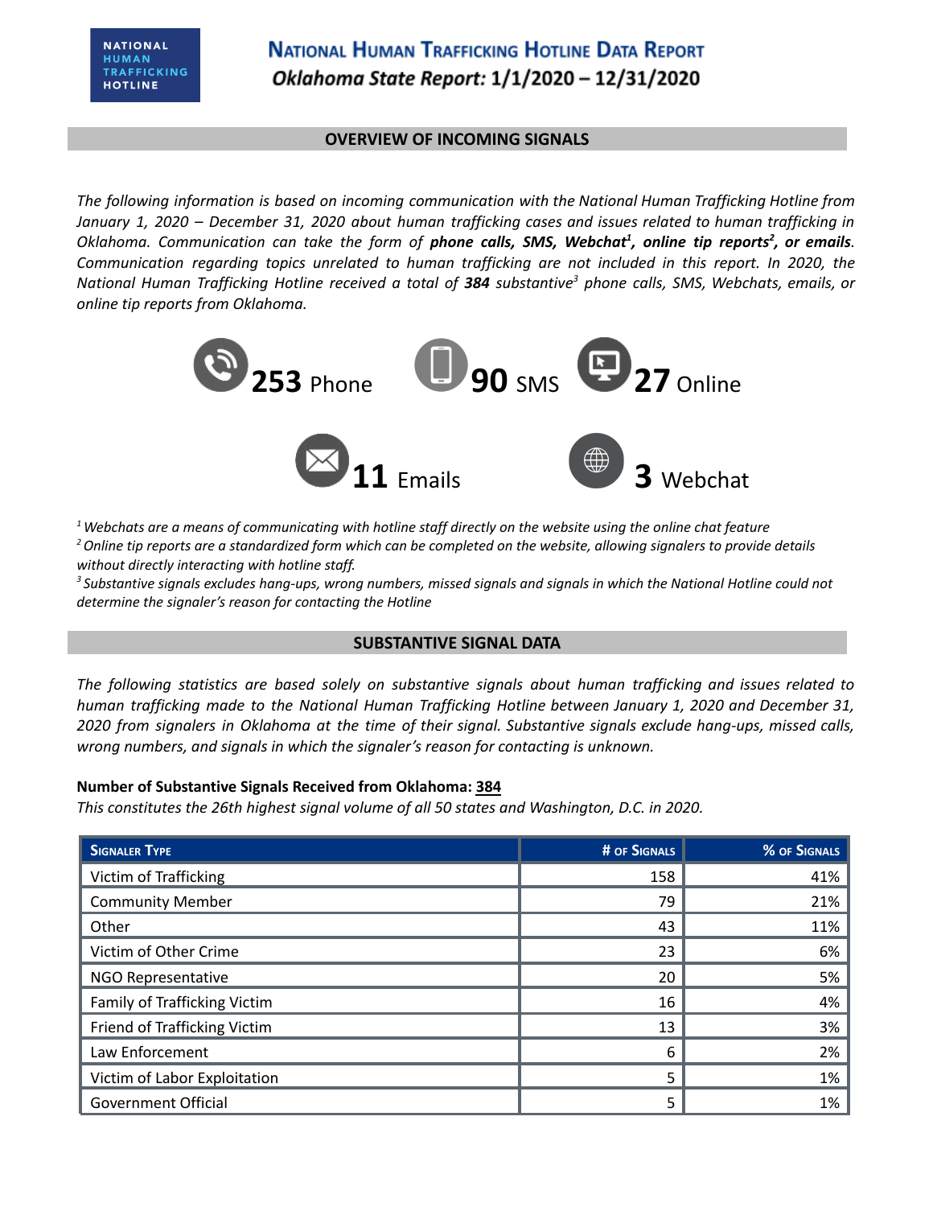# National Human Trafficking Hotline Data Report

***Oklahoma State Report:* 1/1/2020 – 12/31/2020**

## OVERVIEW OF INCOMING SIGNALS

*The following information is based on incoming communication with the National Human Trafficking Hotline from January 1, 2020 – December 31, 2020 about human trafficking cases and issues related to human trafficking in Oklahoma. Communication can take the form of **phone calls, SMS, Webchat[1], online tip reports[2], or emails**. Communication regarding topics unrelated to human trafficking are not included in this report. In 2020, the National Human Trafficking Hotline received a total of **384** substantive[3] phone calls, SMS, Webchats, emails, or online tip reports from Oklahoma.*

**253** Phone

**90** SMS

**27** Online

**11** Emails

**3** Webchat

*[1] Webchats are a means of communicating with hotline staff directly on the website using the online chat feature*

*[2] Online tip reports are a standardized form which can be completed on the website, allowing signalers to provide details without directly interacting with hotline staff.*

*[3] Substantive signals excludes hang-ups, wrong numbers, missed signals and signals in which the National Hotline could not determine the signaler's reason for contacting the Hotline*

## SUBSTANTIVE SIGNAL DATA

*The following statistics are based solely on substantive signals about human trafficking and issues related to human trafficking made to the National Human Trafficking Hotline between January 1, 2020 and December 31, 2020 from signalers in Oklahoma at the time of their signal. Substantive signals exclude hang-ups, missed calls, wrong numbers, and signals in which the signaler's reason for contacting is unknown.*

**Number of Substantive Signals Received from Oklahoma: 384**

*This constitutes the 26th highest signal volume of all 50 states and Washington, D.C. in 2020.*

| Signaler Type | # of Signals | % of Signals |
|---|---|---|
| Victim of Trafficking | 158 | 41% |
| Community Member | 79 | 21% |
| Other | 43 | 11% |
| Victim of Other Crime | 23 | 6% |
| NGO Representative | 20 | 5% |
| Family of Trafficking Victim | 16 | 4% |
| Friend of Trafficking Victim | 13 | 3% |
| Law Enforcement | 6 | 2% |
| Victim of Labor Exploitation | 5 | 1% |
| Government Official | 5 | 1% |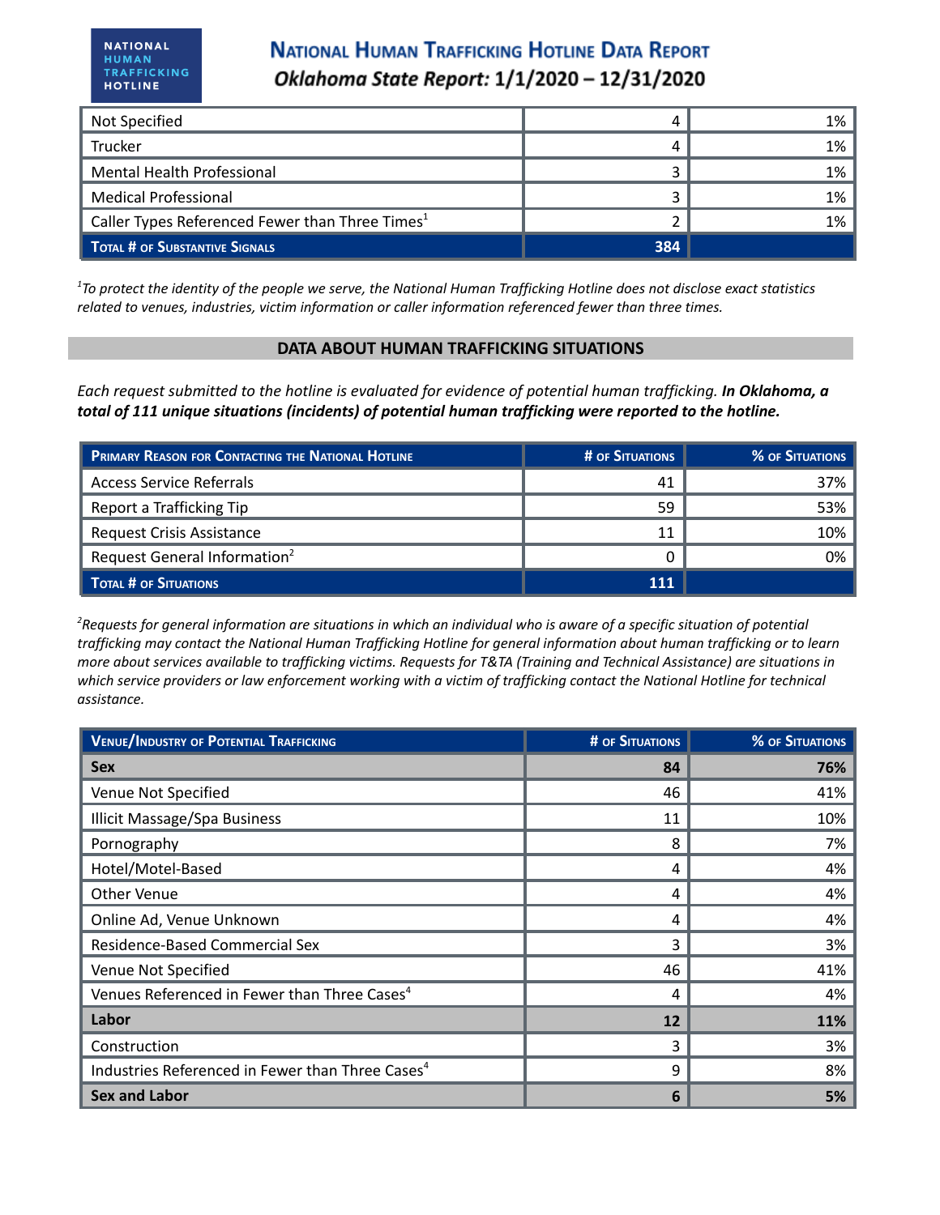| | | |
|---|---|---|
| Not Specified | 4 | 1% |
| Trucker | 4 | 1% |
| Mental Health Professional | 3 | 1% |
| Medical Professional | 3 | 1% |
| Caller Types Referenced Fewer than Three Times[1] | 2 | 1% |
| **Total # of Substantive Signals** | **384** | |

*[1]To protect the identity of the people we serve, the National Human Trafficking Hotline does not disclose exact statistics related to venues, industries, victim information or caller information referenced fewer than three times.*

## DATA ABOUT HUMAN TRAFFICKING SITUATIONS

*Each request submitted to the hotline is evaluated for evidence of potential human trafficking.* ***In Oklahoma, a total of 111 unique situations (incidents) of potential human trafficking were reported to the hotline.***

| Primary Reason for Contacting the National Hotline | # of Situations | % of Situations |
|---|---|---|
| Access Service Referrals | 41 | 37% |
| Report a Trafficking Tip | 59 | 53% |
| Request Crisis Assistance | 11 | 10% |
| Request General Information[2] | 0 | 0% |
| **Total # of Situations** | **111** | |

*[2]Requests for general information are situations in which an individual who is aware of a specific situation of potential trafficking may contact the National Human Trafficking Hotline for general information about human trafficking or to learn more about services available to trafficking victims. Requests for T&TA (Training and Technical Assistance) are situations in which service providers or law enforcement working with a victim of trafficking contact the National Hotline for technical assistance.*

| Venue/Industry of Potential Trafficking | # of Situations | % of Situations |
|---|---|---|
| **Sex** | **84** | **76%** |
| Venue Not Specified | 46 | 41% |
| Illicit Massage/Spa Business | 11 | 10% |
| Pornography | 8 | 7% |
| Hotel/Motel-Based | 4 | 4% |
| Other Venue | 4 | 4% |
| Online Ad, Venue Unknown | 4 | 4% |
| Residence-Based Commercial Sex | 3 | 3% |
| Venue Not Specified | 46 | 41% |
| Venues Referenced in Fewer than Three Cases[4] | 4 | 4% |
| **Labor** | **12** | **11%** |
| Construction | 3 | 3% |
| Industries Referenced in Fewer than Three Cases[4] | 9 | 8% |
| **Sex and Labor** | **6** | **5%** |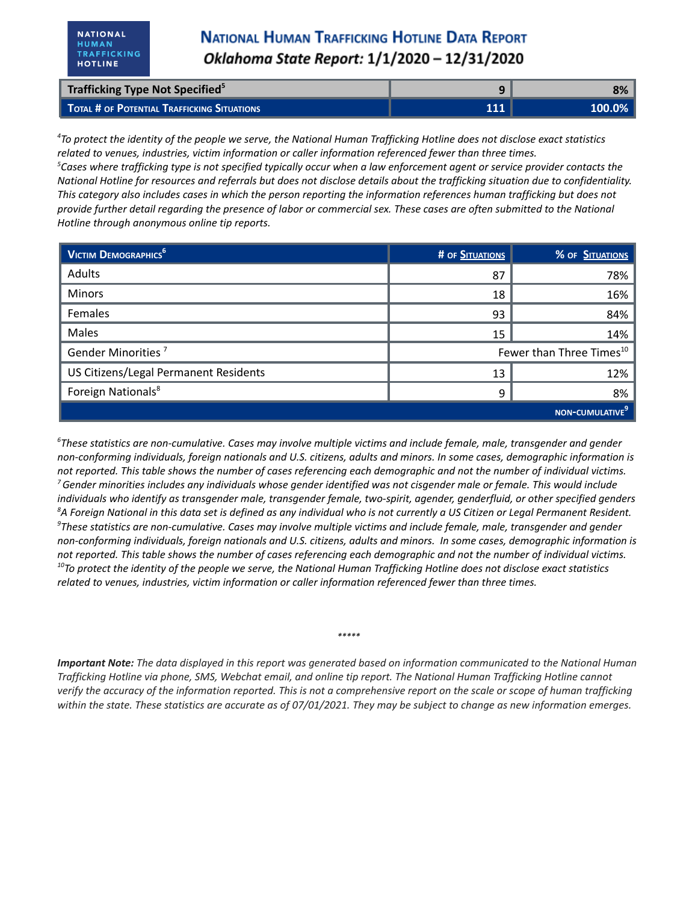| | | |
|---|---|---|
| **Trafficking Type Not Specified**[5] | 9 | 8% |
| **Total # of Potential Trafficking Situations** | 111 | 100.0% |

*[4]To protect the identity of the people we serve, the National Human Trafficking Hotline does not disclose exact statistics related to venues, industries, victim information or caller information referenced fewer than three times.*
*[5]Cases where trafficking type is not specified typically occur when a law enforcement agent or service provider contacts the National Hotline for resources and referrals but does not disclose details about the trafficking situation due to confidentiality. This category also includes cases in which the person reporting the information references human trafficking but does not provide further detail regarding the presence of labor or commercial sex. These cases are often submitted to the National Hotline through anonymous online tip reports.*

| Victim Demographics[6] | # of Situations | % of Situations |
|---|---|---|
| Adults | 87 | 78% |
| Minors | 18 | 16% |
| Females | 93 | 84% |
| Males | 15 | 14% |
| Gender Minorities [7] | Fewer than Three Times[10] | |
| US Citizens/Legal Permanent Residents | 13 | 12% |
| Foreign Nationals[8] | 9 | 8% |
| | | non-cumulative[9] |

*[6]These statistics are non-cumulative. Cases may involve multiple victims and include female, male, transgender and gender non-conforming individuals, foreign nationals and U.S. citizens, adults and minors. In some cases, demographic information is not reported. This table shows the number of cases referencing each demographic and not the number of individual victims.*
*[7] Gender minorities includes any individuals whose gender identified was not cisgender male or female. This would include individuals who identify as transgender male, transgender female, two-spirit, agender, genderfluid, or other specified genders*
*[8]A Foreign National in this data set is defined as any individual who is not currently a US Citizen or Legal Permanent Resident.*
*[9]These statistics are non-cumulative. Cases may involve multiple victims and include female, male, transgender and gender non-conforming individuals, foreign nationals and U.S. citizens, adults and minors. In some cases, demographic information is not reported. This table shows the number of cases referencing each demographic and not the number of individual victims.*
*[10]To protect the identity of the people we serve, the National Human Trafficking Hotline does not disclose exact statistics related to venues, industries, victim information or caller information referenced fewer than three times.*

*****

***Important Note:** The data displayed in this report was generated based on information communicated to the National Human Trafficking Hotline via phone, SMS, Webchat email, and online tip report. The National Human Trafficking Hotline cannot verify the accuracy of the information reported. This is not a comprehensive report on the scale or scope of human trafficking within the state. These statistics are accurate as of 07/01/2021. They may be subject to change as new information emerges.*